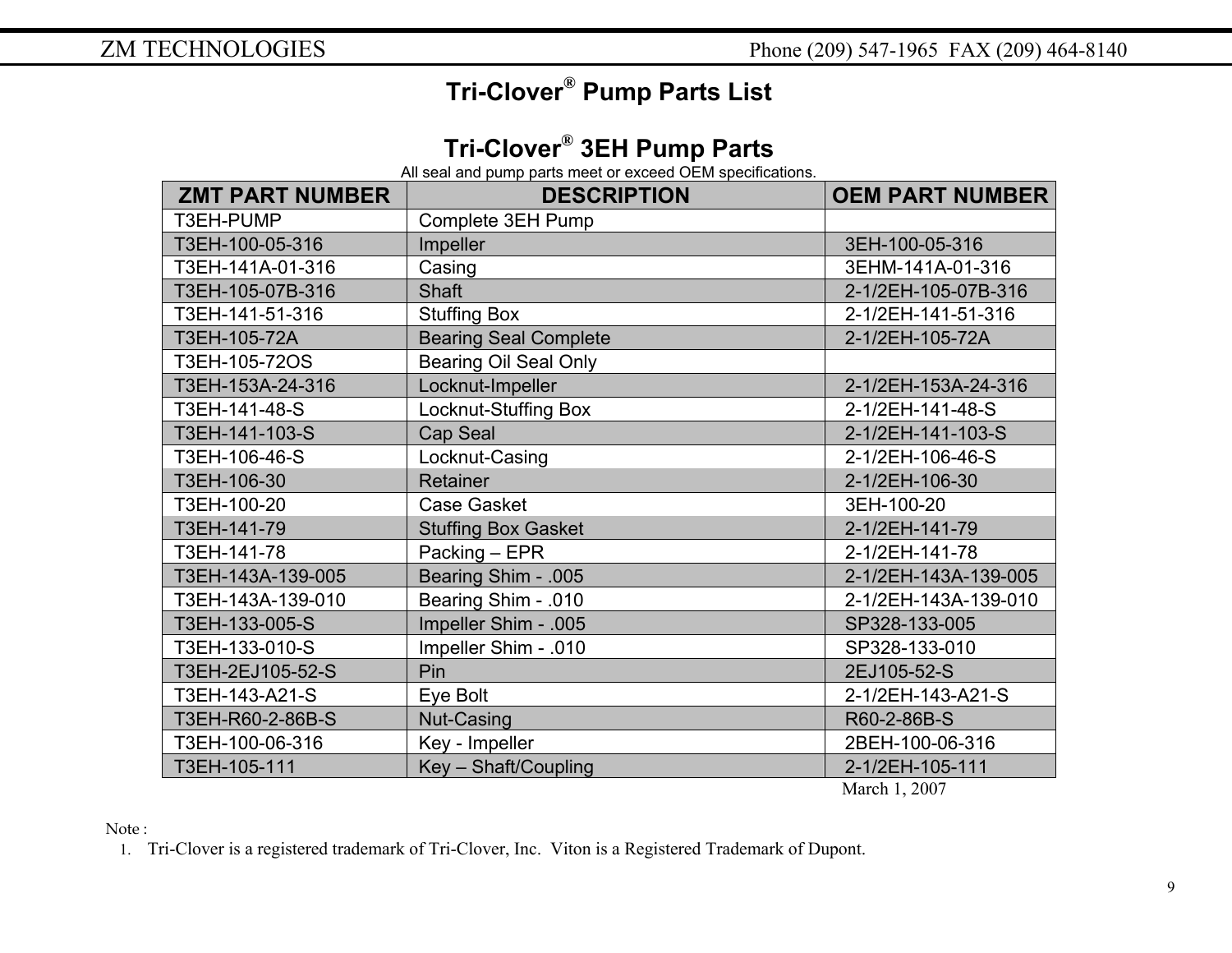# Tri-Clover® Pump Parts List

## Tri-Clover® 3EH Pump Parts

All seal and pump parts meet or exceed OEM specifications.

| ZMT PART NUMBER | DESCRIPTION | OEM PART NUMBER |
|---|---|---|
| T3EH-PUMP | Complete 3EH Pump | |
| T3EH-100-05-316 | Impeller | 3EH-100-05-316 |
| T3EH-141A-01-316 | Casing | 3EHM-141A-01-316 |
| T3EH-105-07B-316 | Shaft | 2-1/2EH-105-07B-316 |
| T3EH-141-51-316 | Stuffing Box | 2-1/2EH-141-51-316 |
| T3EH-105-72A | Bearing Seal Complete | 2-1/2EH-105-72A |
| T3EH-105-72OS | Bearing Oil Seal Only | |
| T3EH-153A-24-316 | Locknut-Impeller | 2-1/2EH-153A-24-316 |
| T3EH-141-48-S | Locknut-Stuffing Box | 2-1/2EH-141-48-S |
| T3EH-141-103-S | Cap Seal | 2-1/2EH-141-103-S |
| T3EH-106-46-S | Locknut-Casing | 2-1/2EH-106-46-S |
| T3EH-106-30 | Retainer | 2-1/2EH-106-30 |
| T3EH-100-20 | Case Gasket | 3EH-100-20 |
| T3EH-141-79 | Stuffing Box Gasket | 2-1/2EH-141-79 |
| T3EH-141-78 | Packing – EPR | 2-1/2EH-141-78 |
| T3EH-143A-139-005 | Bearing Shim - .005 | 2-1/2EH-143A-139-005 |
| T3EH-143A-139-010 | Bearing Shim - .010 | 2-1/2EH-143A-139-010 |
| T3EH-133-005-S | Impeller Shim - .005 | SP328-133-005 |
| T3EH-133-010-S | Impeller Shim - .010 | SP328-133-010 |
| T3EH-2EJ105-52-S | Pin | 2EJ105-52-S |
| T3EH-143-A21-S | Eye Bolt | 2-1/2EH-143-A21-S |
| T3EH-R60-2-86B-S | Nut-Casing | R60-2-86B-S |
| T3EH-100-06-316 | Key - Impeller | 2BEH-100-06-316 |
| T3EH-105-111 | Key – Shaft/Coupling | 2-1/2EH-105-111 |

March 1, 2007

Note :

1. Tri-Clover is a registered trademark of Tri-Clover, Inc. Viton is a Registered Trademark of Dupont.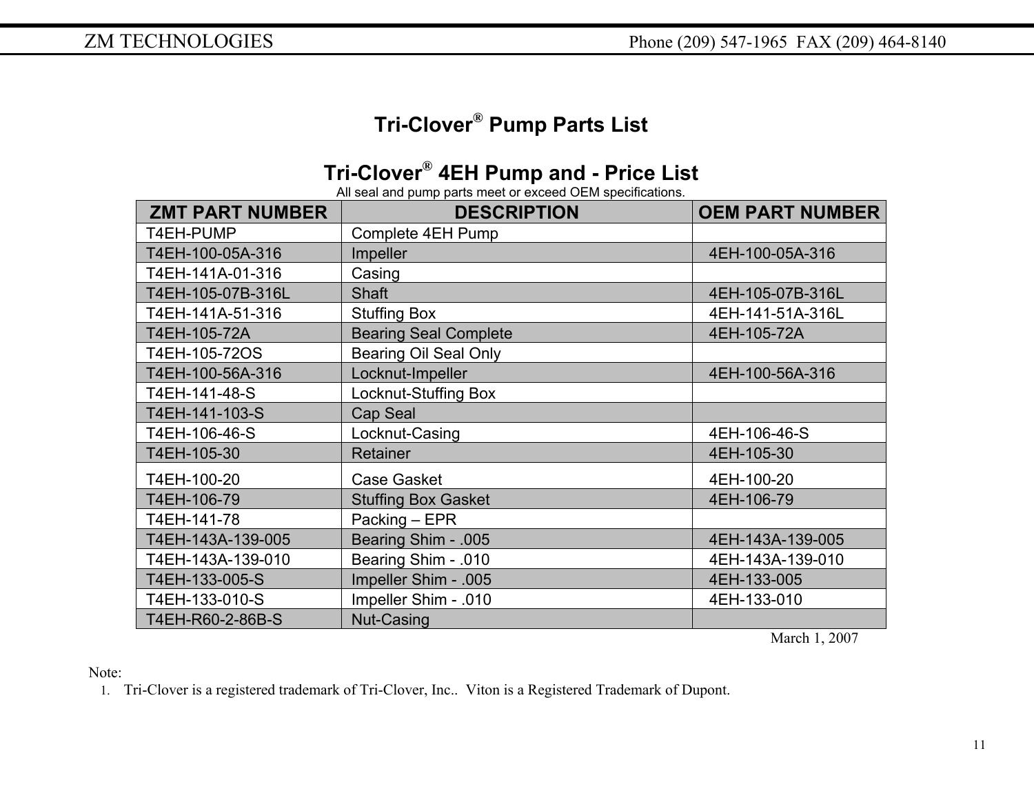# Tri-Clover® Pump Parts List

## Tri-Clover® 4EH Pump and - Price List

All seal and pump parts meet or exceed OEM specifications.

| ZMT PART NUMBER | DESCRIPTION | OEM PART NUMBER |
|---|---|---|
| T4EH-PUMP | Complete 4EH Pump | |
| T4EH-100-05A-316 | Impeller | 4EH-100-05A-316 |
| T4EH-141A-01-316 | Casing | |
| T4EH-105-07B-316L | Shaft | 4EH-105-07B-316L |
| T4EH-141A-51-316 | Stuffing Box | 4EH-141-51A-316L |
| T4EH-105-72A | Bearing Seal Complete | 4EH-105-72A |
| T4EH-105-72OS | Bearing Oil Seal Only | |
| T4EH-100-56A-316 | Locknut-Impeller | 4EH-100-56A-316 |
| T4EH-141-48-S | Locknut-Stuffing Box | |
| T4EH-141-103-S | Cap Seal | |
| T4EH-106-46-S | Locknut-Casing | 4EH-106-46-S |
| T4EH-105-30 | Retainer | 4EH-105-30 |
| T4EH-100-20 | Case Gasket | 4EH-100-20 |
| T4EH-106-79 | Stuffing Box Gasket | 4EH-106-79 |
| T4EH-141-78 | Packing – EPR | |
| T4EH-143A-139-005 | Bearing Shim - .005 | 4EH-143A-139-005 |
| T4EH-143A-139-010 | Bearing Shim - .010 | 4EH-143A-139-010 |
| T4EH-133-005-S | Impeller Shim - .005 | 4EH-133-005 |
| T4EH-133-010-S | Impeller Shim - .010 | 4EH-133-010 |
| T4EH-R60-2-86B-S | Nut-Casing | |

March 1, 2007

Note:

1. Tri-Clover is a registered trademark of Tri-Clover, Inc.. Viton is a Registered Trademark of Dupont.